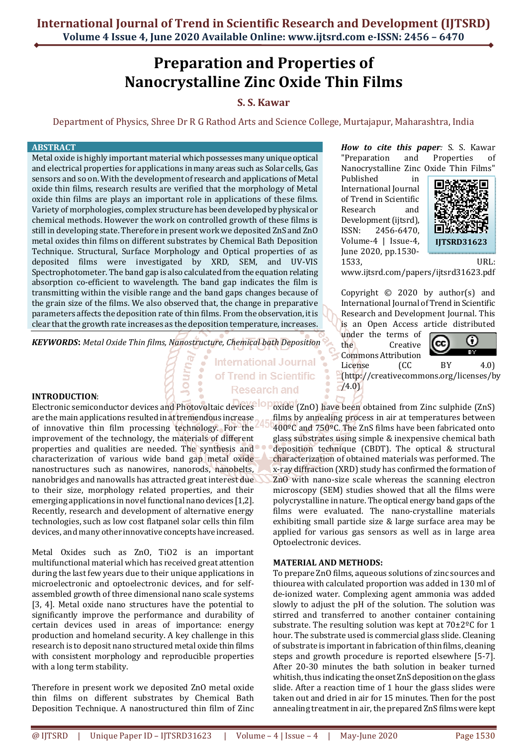# Preparation and Properties of Nanocrystalline Zinc Oxide Thin Films

**S. S. Kawar**

Department of Physics, Shree Dr R G Rathod Arts and Science College, Murtajapur, Maharashtra, India

## ABSTRACT

Metal oxide is highly important material which possesses many unique optical and electrical properties for applications in many areas such as Solar cells, Gas sensors and so on. With the development of research and applications of Metal oxide thin films, research results are verified that the morphology of Metal oxide thin films are plays an important role in applications of these films. Variety of morphologies, complex structure has been developed by physical or chemical methods. However the work on controlled growth of these films is still in developing state. Therefore in present work we deposited ZnS and ZnO metal oxides thin films on different substrates by Chemical Bath Deposition Technique. Structural, Surface Morphology and Optical properties of as deposited films were investigated by XRD, SEM, and UV-VIS Spectrophotometer. The band gap is also calculated from the equation relating absorption co-efficient to wavelength. The band gap indicates the film is transmitting within the visible range and the band gaps changes because of the grain size of the films. We also observed that, the change in preparative parameters affects the deposition rate of thin films. From the observation, it is clear that the growth rate increases as the deposition temperature, increases.

***KEYWORDS***: *Metal Oxide Thin films, Nanostructure, Chemical bath Deposition*

***How to cite this paper:*** S. S. Kawar "Preparation and Properties of Nanocrystalline Zinc Oxide Thin Films" Published in International Journal of Trend in Scientific Research and Development (ijtsrd), ISSN: 2456-6470, Volume-4 | Issue-4, June 2020, pp.1530-1533, URL: www.ijtsrd.com/papers/ijtsrd31623.pdf

IJTSRD31623

Copyright © 2020 by author(s) and International Journal of Trend in Scientific Research and Development Journal. This is an Open Access article distributed under the terms of the Creative Commons Attribution License (CC BY 4.0) (http://creativecommons.org/licenses/by/4.0)

## INTRODUCTION:

Electronic semiconductor devices and Photovoltaic devices are the main applications resulted in at tremendous increase of innovative thin film processing technology. For the improvement of the technology, the materials of different properties and qualities are needed. The synthesis and characterization of various wide band gap metal oxide nanostructures such as nanowires, nanorods, nanobelts, nanobridges and nanowalls has attracted great interest due to their size, morphology related properties, and their emerging applications in novel functional nano devices [1,2]. Recently, research and development of alternative energy technologies, such as low cost flatpanel solar cells thin film devices, and many other innovative concepts have increased.

Metal Oxides such as ZnO, TiO2 is an important multifunctional material which has received great attention during the last few years due to their unique applications in microelectronic and optoelectronic devices, and for self-assembled growth of three dimensional nano scale systems [3, 4]. Metal oxide nano structures have the potential to significantly improve the performance and durability of certain devices used in areas of importance: energy production and homeland security. A key challenge in this research is to deposit nano structured metal oxide thin films with consistent morphology and reproducible properties with a long term stability.

Therefore in present work we deposited ZnO metal oxide thin films on different substrates by Chemical Bath Deposition Technique. A nanostructured thin film of Zinc oxide (ZnO) have been obtained from Zinc sulphide (ZnS) films by annealing process in air at temperatures between 400ºC and 750ºC. The ZnS films have been fabricated onto glass substrates using simple & inexpensive chemical bath deposition technique (CBDT). The optical & structural characterization of obtained materials was performed. The x-ray diffraction (XRD) study has confirmed the formation of ZnO with nano-size scale whereas the scanning electron microscopy (SEM) studies showed that all the films were polycrystalline in nature. The optical energy band gaps of the films were evaluated. The nano-crystalline materials exhibiting small particle size & large surface area may be applied for various gas sensors as well as in large area Optoelectronic devices.

## MATERIAL AND METHODS:

To prepare ZnO films, aqueous solutions of zinc sources and thiourea with calculated proportion was added in 130 ml of de-ionized water. Complexing agent ammonia was added slowly to adjust the pH of the solution. The solution was stirred and transferred to another container containing substrate. The resulting solution was kept at 70±2ºC for 1 hour. The substrate used is commercial glass slide. Cleaning of substrate is important in fabrication of thin films, cleaning steps and growth procedure is reported elsewhere [5-7]. After 20-30 minutes the bath solution in beaker turned whitish, thus indicating the onset ZnS deposition on the glass slide. After a reaction time of 1 hour the glass slides were taken out and dried in air for 15 minutes. Then for the post annealing treatment in air, the prepared ZnS films were kept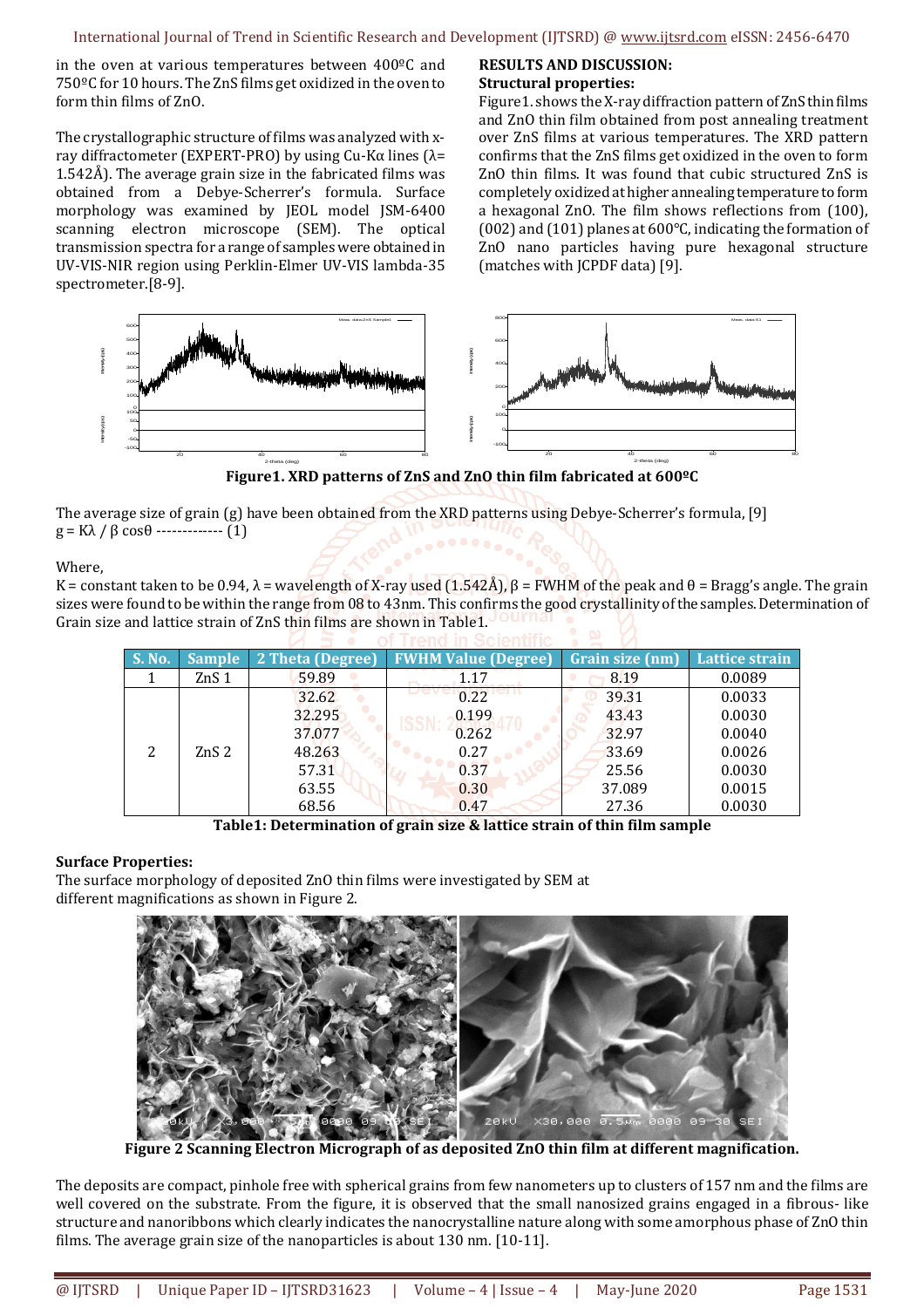in the oven at various temperatures between 400ºC and 750ºC for 10 hours. The ZnS films get oxidized in the oven to form thin films of ZnO.

The crystallographic structure of films was analyzed with x-ray diffractometer (EXPERT-PRO) by using Cu-Kα lines (λ= 1.542Å). The average grain size in the fabricated films was obtained from a Debye-Scherrer's formula. Surface morphology was examined by JEOL model JSM-6400 scanning electron microscope (SEM). The optical transmission spectra for a range of samples were obtained in UV-VIS-NIR region using Perklin-Elmer UV-VIS lambda-35 spectrometer.[8-9].

**RESULTS AND DISCUSSION:**

**Structural properties:**

Figure1. shows the X-ray diffraction pattern of ZnS thin films and ZnO thin film obtained from post annealing treatment over ZnS films at various temperatures. The XRD pattern confirms that the ZnS films get oxidized in the oven to form ZnO thin films. It was found that cubic structured ZnS is completely oxidized at higher annealing temperature to form a hexagonal ZnO. The film shows reflections from (100), (002) and (101) planes at 600°C, indicating the formation of ZnO nano particles having pure hexagonal structure (matches with JCPDF data) [9].

**Figure1. XRD patterns of ZnS and ZnO thin film fabricated at 600ºC**

The average size of grain (g) have been obtained from the XRD patterns using Debye-Scherrer's formula, [9]

$g = K\lambda / \beta \cos\theta$ ------------- (1)

Where,

K = constant taken to be 0.94, λ = wavelength of X-ray used (1.542Å), β = FWHM of the peak and θ = Bragg's angle. The grain sizes were found to be within the range from 08 to 43nm. This confirms the good crystallinity of the samples. Determination of Grain size and lattice strain of ZnS thin films are shown in Table1.

| S. No. | Sample | 2 Theta (Degree) | FWHM Value (Degree) | Grain size (nm) | Lattice strain |
|---|---|---|---|---|---|
| 1 | ZnS 1 | 59.89 | 1.17 | 8.19 | 0.0089 |
| 2 | ZnS 2 | 32.62 | 0.22 | 39.31 | 0.0033 |
| | | 32.295 | 0.199 | 43.43 | 0.0030 |
| | | 37.077 | 0.262 | 32.97 | 0.0040 |
| | | 48.263 | 0.27 | 33.69 | 0.0026 |
| | | 57.31 | 0.37 | 25.56 | 0.0030 |
| | | 63.55 | 0.30 | 37.089 | 0.0015 |
| | | 68.56 | 0.47 | 27.36 | 0.0030 |

**Table1: Determination of grain size & lattice strain of thin film sample**

**Surface Properties:**

The surface morphology of deposited ZnO thin films were investigated by SEM at different magnifications as shown in Figure 2.

**Figure 2 Scanning Electron Micrograph of as deposited ZnO thin film at different magnification.**

The deposits are compact, pinhole free with spherical grains from few nanometers up to clusters of 157 nm and the films are well covered on the substrate. From the figure, it is observed that the small nanosized grains engaged in a fibrous- like structure and nanoribbons which clearly indicates the nanocrystalline nature along with some amorphous phase of ZnO thin films. The average grain size of the nanoparticles is about 130 nm. [10-11].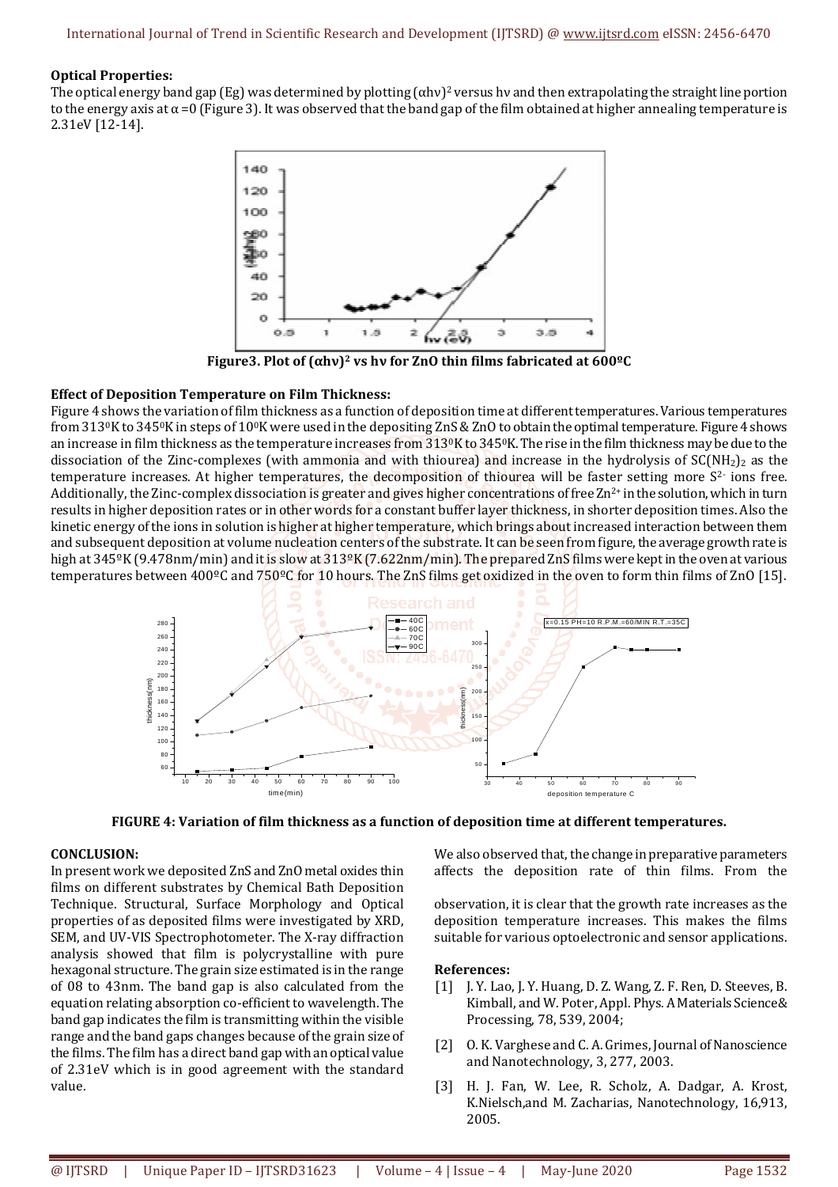**Optical Properties:**

The optical energy band gap (Eg) was determined by plotting $(\alpha h\nu)^2$ versus hν and then extrapolating the straight line portion to the energy axis at α =0 (Figure 3). It was observed that the band gap of the film obtained at higher annealing temperature is 2.31eV [12-14].

**Figure3. Plot of $(\alpha h\nu)^2$ vs hν for ZnO thin films fabricated at 600ºC**

**Effect of Deposition Temperature on Film Thickness:**

Figure 4 shows the variation of film thickness as a function of deposition time at different temperatures. Various temperatures from 313⁰K to 345⁰K in steps of 10⁰K were used in the depositing ZnS & ZnO to obtain the optimal temperature. Figure 4 shows an increase in film thickness as the temperature increases from 313⁰K to 345⁰K. The rise in the film thickness may be due to the dissociation of the Zinc-complexes (with ammonia and with thiourea) and increase in the hydrolysis of $SC(NH_2)_2$ as the temperature increases. At higher temperatures, the decomposition of thiourea will be faster setting more $S^{2-}$ ions free. Additionally, the Zinc-complex dissociation is greater and gives higher concentrations of free $Zn^{2+}$ in the solution, which in turn results in higher deposition rates or in other words for a constant buffer layer thickness, in shorter deposition times. Also the kinetic energy of the ions in solution is higher at higher temperature, which brings about increased interaction between them and subsequent deposition at volume nucleation centers of the substrate. It can be seen from figure, the average growth rate is high at 345ºK (9.478nm/min) and it is slow at 313ºK (7.622nm/min). The prepared ZnS films were kept in the oven at various temperatures between 400ºC and 750ºC for 10 hours. The ZnS films get oxidized in the oven to form thin films of ZnO [15].

**FIGURE 4: Variation of film thickness as a function of deposition time at different temperatures.**

**CONCLUSION:**

In present work we deposited ZnS and ZnO metal oxides thin films on different substrates by Chemical Bath Deposition Technique. Structural, Surface Morphology and Optical properties of as deposited films were investigated by XRD, SEM, and UV-VIS Spectrophotometer. The X-ray diffraction analysis showed that film is polycrystalline with pure hexagonal structure. The grain size estimated is in the range of 08 to 43nm. The band gap is also calculated from the equation relating absorption co-efficient to wavelength. The band gap indicates the film is transmitting within the visible range and the band gaps changes because of the grain size of the films. The film has a direct band gap with an optical value of 2.31eV which is in good agreement with the standard value.

We also observed that, the change in preparative parameters affects the deposition rate of thin films. From the observation, it is clear that the growth rate increases as the deposition temperature increases. This makes the films suitable for various optoelectronic and sensor applications.

**References:**

[1] J. Y. Lao, J. Y. Huang, D. Z. Wang, Z. F. Ren, D. Steeves, B. Kimball, and W. Poter, Appl. Phys. A Materials Science& Processing, 78, 539, 2004;

[2] O. K. Varghese and C. A. Grimes, Journal of Nanoscience and Nanotechnology, 3, 277, 2003.

[3] H. J. Fan, W. Lee, R. Scholz, A. Dadgar, A. Krost, K.Nielsch,and M. Zacharias, Nanotechnology, 16,913, 2005.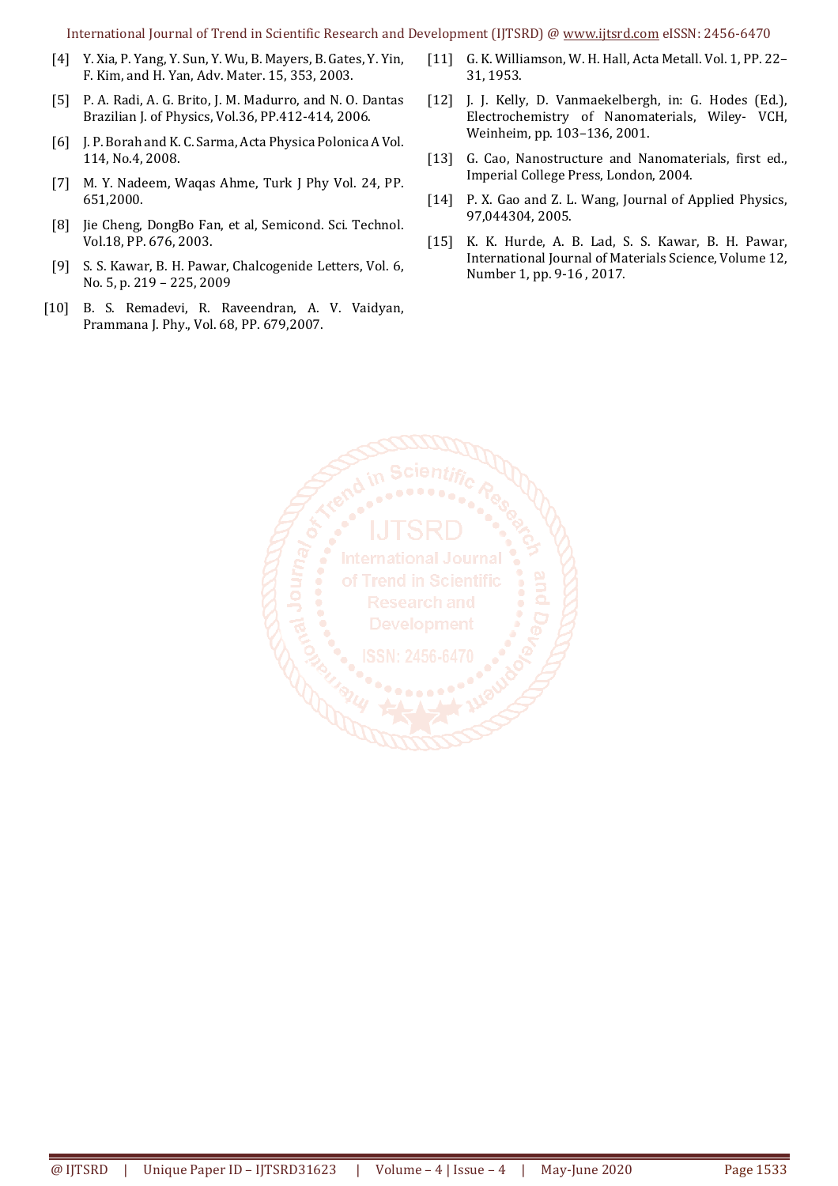[4] Y. Xia, P. Yang, Y. Sun, Y. Wu, B. Mayers, B. Gates, Y. Yin, F. Kim, and H. Yan, Adv. Mater. 15, 353, 2003.

[5] P. A. Radi, A. G. Brito, J. M. Madurro, and N. O. Dantas Brazilian J. of Physics, Vol.36, PP.412-414, 2006.

[6] J. P. Borah and K. C. Sarma, Acta Physica Polonica A Vol. 114, No.4, 2008.

[7] M. Y. Nadeem, Waqas Ahme, Turk J Phy Vol. 24, PP. 651,2000.

[8] Jie Cheng, DongBo Fan, et al, Semicond. Sci. Technol. Vol.18, PP. 676, 2003.

[9] S. S. Kawar, B. H. Pawar, Chalcogenide Letters, Vol. 6, No. 5, p. 219 – 225, 2009

[10] B. S. Remadevi, R. Raveendran, A. V. Vaidyan, Prammana J. Phy., Vol. 68, PP. 679,2007.

[11] G. K. Williamson, W. H. Hall, Acta Metall. Vol. 1, PP. 22–31, 1953.

[12] J. J. Kelly, D. Vanmaekelbergh, in: G. Hodes (Ed.), Electrochemistry of Nanomaterials, Wiley- VCH, Weinheim, pp. 103–136, 2001.

[13] G. Cao, Nanostructure and Nanomaterials, first ed., Imperial College Press, London, 2004.

[14] P. X. Gao and Z. L. Wang, Journal of Applied Physics, 97,044304, 2005.

[15] K. K. Hurde, A. B. Lad, S. S. Kawar, B. H. Pawar, International Journal of Materials Science, Volume 12, Number 1, pp. 9-16 , 2017.